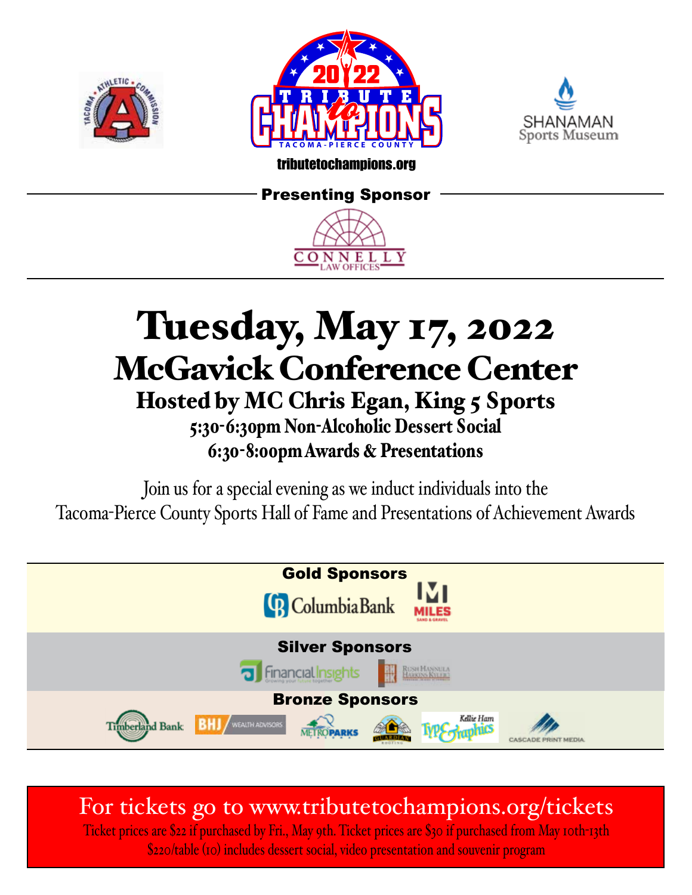# 2022 TRIBUTE to CHAMPIONS

TACOMA-PIERCE COUNTY

tributetochampions.org

**Presenting Sponsor**

CONNELLY LAW OFFICES

# Tuesday, May 17, 2022

## McGavick Conference Center

### Hosted by MC Chris Egan, King 5 Sports

**5:30-6:30pm Non-Alcoholic Dessert Social**

**6:30-8:00pm Awards & Presentations**

Join us for a special evening as we induct individuals into the Tacoma-Pierce County Sports Hall of Fame and Presentations of Achievement Awards

**Gold Sponsors**

Columbia Bank, Miles Sand & Gravel

**Silver Sponsors**

Financial Insights, Rush Hannula Harkins Kyler

**Bronze Sponsors**

Timberland Bank, BHJ Wealth Advisors, Metro Parks Tacoma, Guardian Roofing, Kellie Ham Type Graphics, Cascade Print Media

For tickets go to www.tributetochampions.org/tickets

Ticket prices are $22 if purchased by Fri., May 9th. Ticket prices are $30 if purchased from May 10th-13th

$220/table (10) includes dessert social, video presentation and souvenir program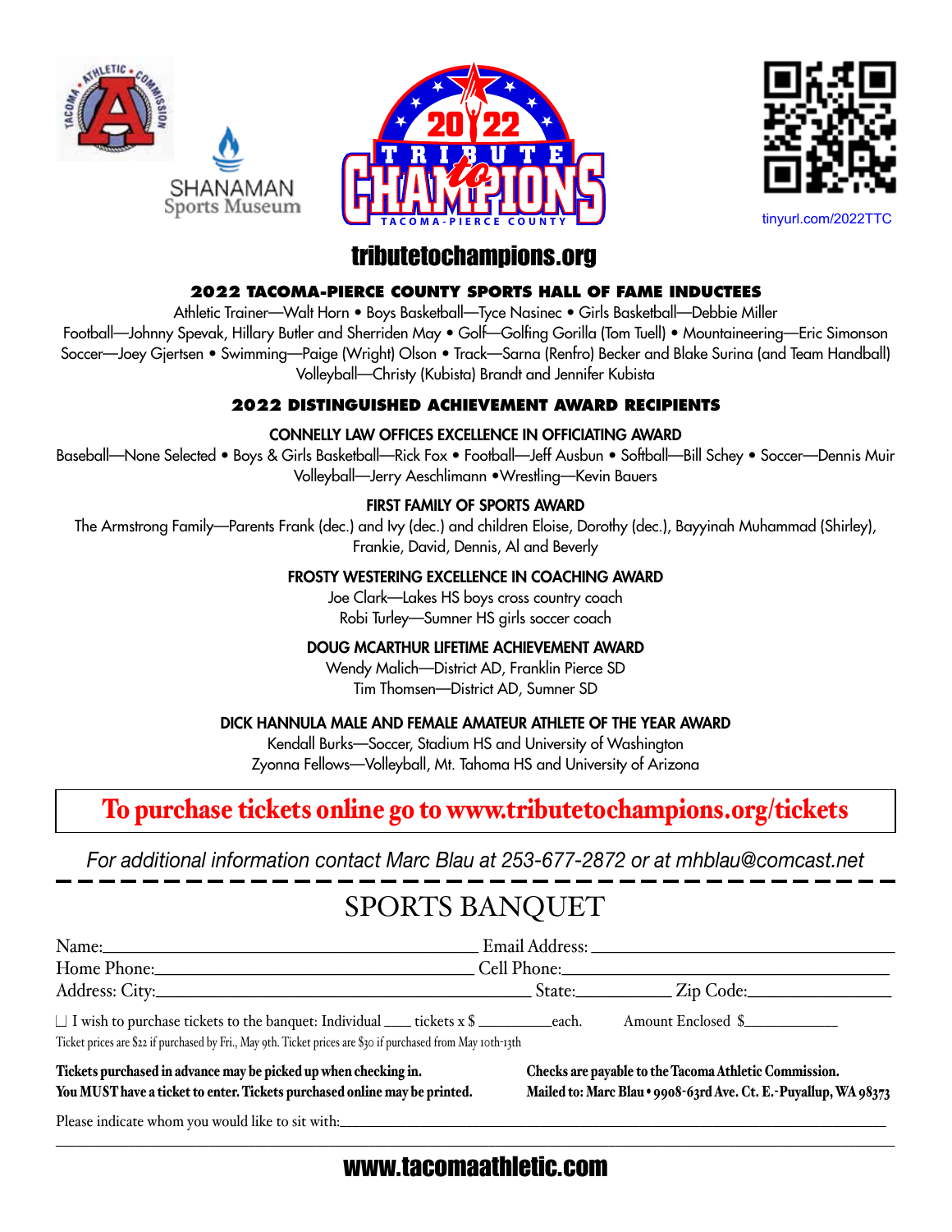SHANAMAN Sports Museum

2022 TRIBUTE to CHAMPIONS
TACOMA-PIERCE COUNTY

tinyurl.com/2022TTC

# tributetochampions.org

## 2022 TACOMA-PIERCE COUNTY SPORTS HALL OF FAME INDUCTEES

Athletic Trainer—Walt Horn • Boys Basketball—Tyce Nasinec • Girls Basketball—Debbie Miller
Football—Johnny Spevak, Hillary Butler and Sherriden May • Golf—Golfing Gorilla (Tom Tuell) • Mountaineering—Eric Simonson
Soccer—Joey Gjertsen • Swimming—Paige (Wright) Olson • Track—Sarna (Renfro) Becker and Blake Surina (and Team Handball)
Volleyball—Christy (Kubista) Brandt and Jennifer Kubista

## 2022 DISTINGUISHED ACHIEVEMENT AWARD RECIPIENTS

### CONNELLY LAW OFFICES EXCELLENCE IN OFFICIATING AWARD

Baseball—None Selected • Boys & Girls Basketball—Rick Fox • Football—Jeff Ausbun • Softball—Bill Schey • Soccer—Dennis Muir
Volleyball—Jerry Aeschlimann •Wrestling—Kevin Bauers

### FIRST FAMILY OF SPORTS AWARD

The Armstrong Family—Parents Frank (dec.) and Ivy (dec.) and children Eloise, Dorothy (dec.), Bayyinah Muhammad (Shirley), Frankie, David, Dennis, Al and Beverly

### FROSTY WESTERING EXCELLENCE IN COACHING AWARD

Joe Clark—Lakes HS boys cross country coach
Robi Turley—Sumner HS girls soccer coach

### DOUG MCARTHUR LIFETIME ACHIEVEMENT AWARD

Wendy Malich—District AD, Franklin Pierce SD
Tim Thomsen—District AD, Sumner SD

### DICK HANNULA MALE AND FEMALE AMATEUR ATHLETE OF THE YEAR AWARD

Kendall Burks—Soccer, Stadium HS and University of Washington
Zyonna Fellows—Volleyball, Mt. Tahoma HS and University of Arizona

**To purchase tickets online go to www.tributetochampions.org/tickets**

*For additional information contact Marc Blau at 253-677-2872 or at mhblau@comcast.net*

## SPORTS BANQUET

Name:\_\_\_\_\_\_\_\_\_\_\_\_\_\_\_\_ Email Address: \_\_\_\_\_\_\_\_\_\_\_\_\_\_\_\_
Home Phone:\_\_\_\_\_\_\_\_\_\_\_\_\_\_\_\_ Cell Phone:\_\_\_\_\_\_\_\_\_\_\_\_\_\_\_\_
Address: City:\_\_\_\_\_\_\_\_\_\_\_\_\_\_\_\_ State:\_\_\_\_\_\_\_\_ Zip Code:\_\_\_\_\_\_\_\_

☐ I wish to purchase tickets to the banquet: Individual \_\_\_\_ tickets x $ \_\_\_\_\_\_\_\_ each. Amount Enclosed $\_\_\_\_\_\_\_\_

Ticket prices are $22 if purchased by Fri., May 9th. Ticket prices are $30 if purchased from May 10th-13th

**Tickets purchased in advance may be picked up when checking in.**
**You MUST have a ticket to enter. Tickets purchased online may be printed.**

**Checks are payable to the Tacoma Athletic Commission.**
**Mailed to: Marc Blau • 9908-63rd Ave. Ct. E.-Puyallup, WA 98373**

Please indicate whom you would like to sit with:\_\_\_\_\_\_\_\_\_\_\_\_\_\_\_\_

# www.tacomaathletic.com